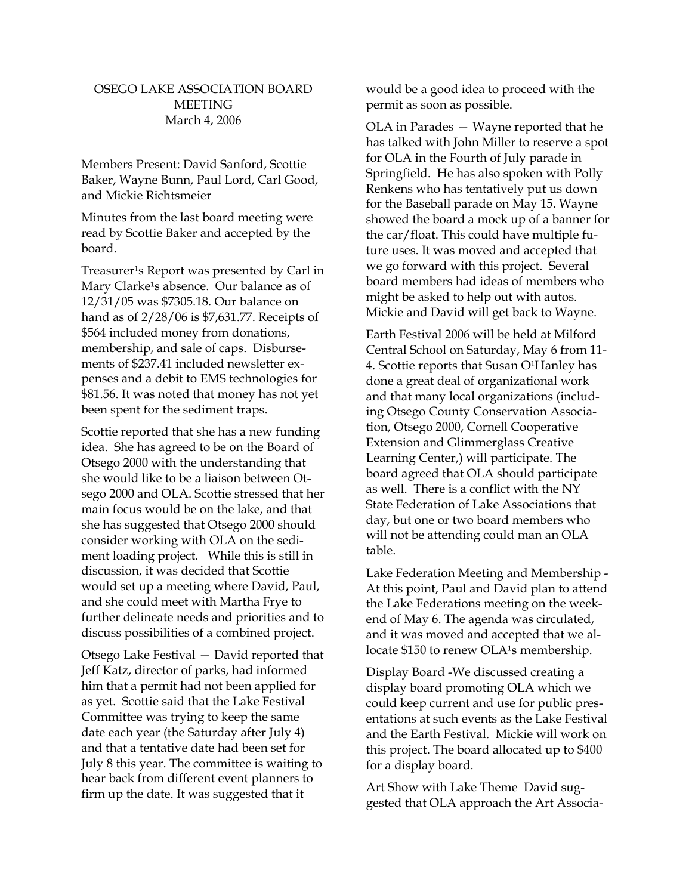# OSEGO LAKE ASSOCIATION BOARD MEETING

March 4, 2006

Members Present: David Sanford, Scottie Baker, Wayne Bunn, Paul Lord, Carl Good, and Mickie Richtsmeier

Minutes from the last board meeting were read by Scottie Baker and accepted by the board.

Treasurer¹s Report was presented by Carl in Mary Clarke¹s absence. Our balance as of 12/31/05 was $7305.18. Our balance on hand as of 2/28/06 is $7,631.77. Receipts of $564 included money from donations, membership, and sale of caps. Disbursements of $237.41 included newsletter expenses and a debit to EMS technologies for $81.56. It was noted that money has not yet been spent for the sediment traps.

Scottie reported that she has a new funding idea. She has agreed to be on the Board of Otsego 2000 with the understanding that she would like to be a liaison between Otsego 2000 and OLA. Scottie stressed that her main focus would be on the lake, and that she has suggested that Otsego 2000 should consider working with OLA on the sediment loading project. While this is still in discussion, it was decided that Scottie would set up a meeting where David, Paul, and she could meet with Martha Frye to further delineate needs and priorities and to discuss possibilities of a combined project.

Otsego Lake Festival — David reported that Jeff Katz, director of parks, had informed him that a permit had not been applied for as yet. Scottie said that the Lake Festival Committee was trying to keep the same date each year (the Saturday after July 4) and that a tentative date had been set for July 8 this year. The committee is waiting to hear back from different event planners to firm up the date. It was suggested that it would be a good idea to proceed with the permit as soon as possible.

OLA in Parades — Wayne reported that he has talked with John Miller to reserve a spot for OLA in the Fourth of July parade in Springfield. He has also spoken with Polly Renkens who has tentatively put us down for the Baseball parade on May 15. Wayne showed the board a mock up of a banner for the car/float. This could have multiple future uses. It was moved and accepted that we go forward with this project. Several board members had ideas of members who might be asked to help out with autos. Mickie and David will get back to Wayne.

Earth Festival 2006 will be held at Milford Central School on Saturday, May 6 from 11-4. Scottie reports that Susan O¹Hanley has done a great deal of organizational work and that many local organizations (including Otsego County Conservation Association, Otsego 2000, Cornell Cooperative Extension and Glimmerglass Creative Learning Center,) will participate. The board agreed that OLA should participate as well. There is a conflict with the NY State Federation of Lake Associations that day, but one or two board members who will not be attending could man an OLA table.

Lake Federation Meeting and Membership - At this point, Paul and David plan to attend the Lake Federations meeting on the weekend of May 6. The agenda was circulated, and it was moved and accepted that we allocate $150 to renew OLA¹s membership.

Display Board -We discussed creating a display board promoting OLA which we could keep current and use for public presentations at such events as the Lake Festival and the Earth Festival. Mickie will work on this project. The board allocated up to $400 for a display board.

Art Show with Lake Theme David suggested that OLA approach the Art Associa-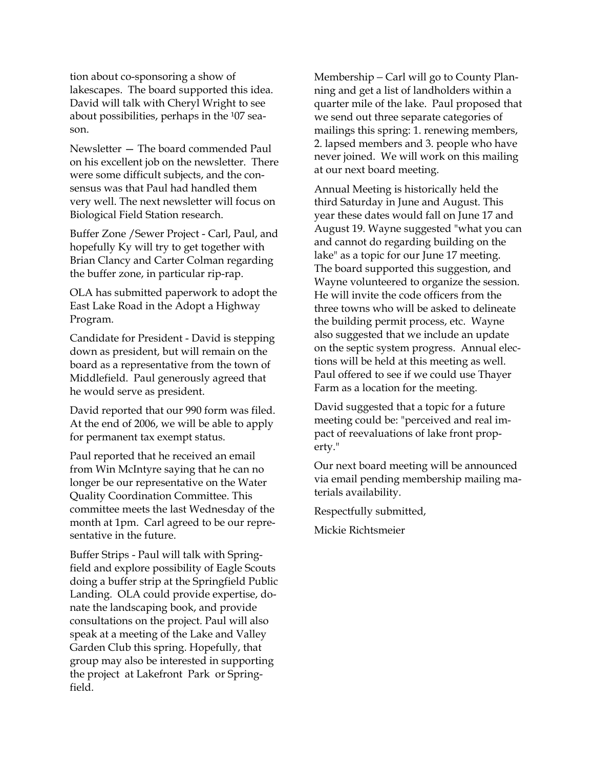tion about co-sponsoring a show of lakescapes. The board supported this idea. David will talk with Cheryl Wright to see about possibilities, perhaps in the '07 season.

Newsletter — The board commended Paul on his excellent job on the newsletter. There were some difficult subjects, and the consensus was that Paul had handled them very well. The next newsletter will focus on Biological Field Station research.

Buffer Zone /Sewer Project - Carl, Paul, and hopefully Ky will try to get together with Brian Clancy and Carter Colman regarding the buffer zone, in particular rip-rap.

OLA has submitted paperwork to adopt the East Lake Road in the Adopt a Highway Program.

Candidate for President - David is stepping down as president, but will remain on the board as a representative from the town of Middlefield. Paul generously agreed that he would serve as president.

David reported that our 990 form was filed. At the end of 2006, we will be able to apply for permanent tax exempt status.

Paul reported that he received an email from Win McIntyre saying that he can no longer be our representative on the Water Quality Coordination Committee. This committee meets the last Wednesday of the month at 1pm. Carl agreed to be our representative in the future.

Buffer Strips - Paul will talk with Springfield and explore possibility of Eagle Scouts doing a buffer strip at the Springfield Public Landing. OLA could provide expertise, donate the landscaping book, and provide consultations on the project. Paul will also speak at a meeting of the Lake and Valley Garden Club this spring. Hopefully, that group may also be interested in supporting the project at Lakefront Park or Springfield.

Membership – Carl will go to County Planning and get a list of landholders within a quarter mile of the lake. Paul proposed that we send out three separate categories of mailings this spring: 1. renewing members, 2. lapsed members and 3. people who have never joined. We will work on this mailing at our next board meeting.

Annual Meeting is historically held the third Saturday in June and August. This year these dates would fall on June 17 and August 19. Wayne suggested "what you can and cannot do regarding building on the lake" as a topic for our June 17 meeting. The board supported this suggestion, and Wayne volunteered to organize the session. He will invite the code officers from the three towns who will be asked to delineate the building permit process, etc. Wayne also suggested that we include an update on the septic system progress. Annual elections will be held at this meeting as well. Paul offered to see if we could use Thayer Farm as a location for the meeting.

David suggested that a topic for a future meeting could be: "perceived and real impact of reevaluations of lake front property."

Our next board meeting will be announced via email pending membership mailing materials availability.

Respectfully submitted,

Mickie Richtsmeier